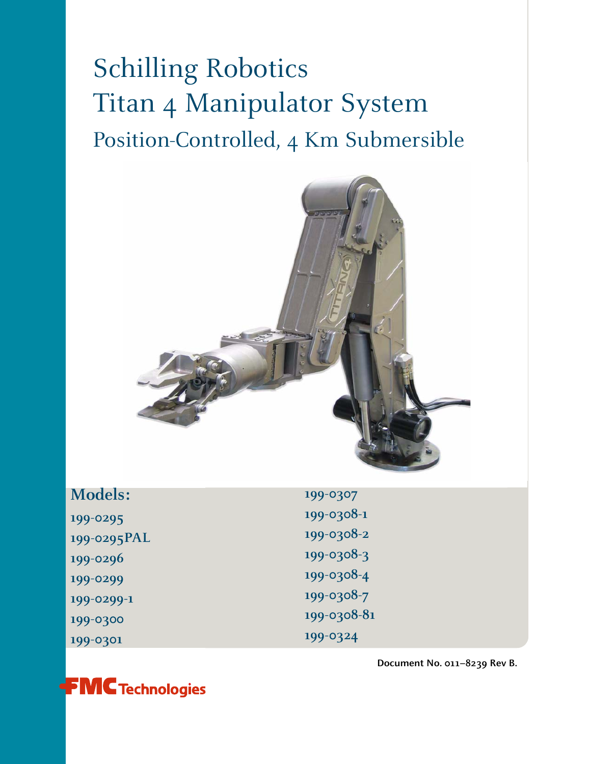# Schilling Robotics

# Titan 4 Manipulator System

## Position-Controlled, 4 Km Submersible

**Models:**

199-0295
199-0295PAL
199-0296
199-0299
199-0299-1
199-0300
199-0301
199-0307
199-0308-1
199-0308-2
199-0308-3
199-0308-4
199-0308-7
199-0308-81
199-0324

**Document No. 011–8239 Rev B.**

FMC Technologies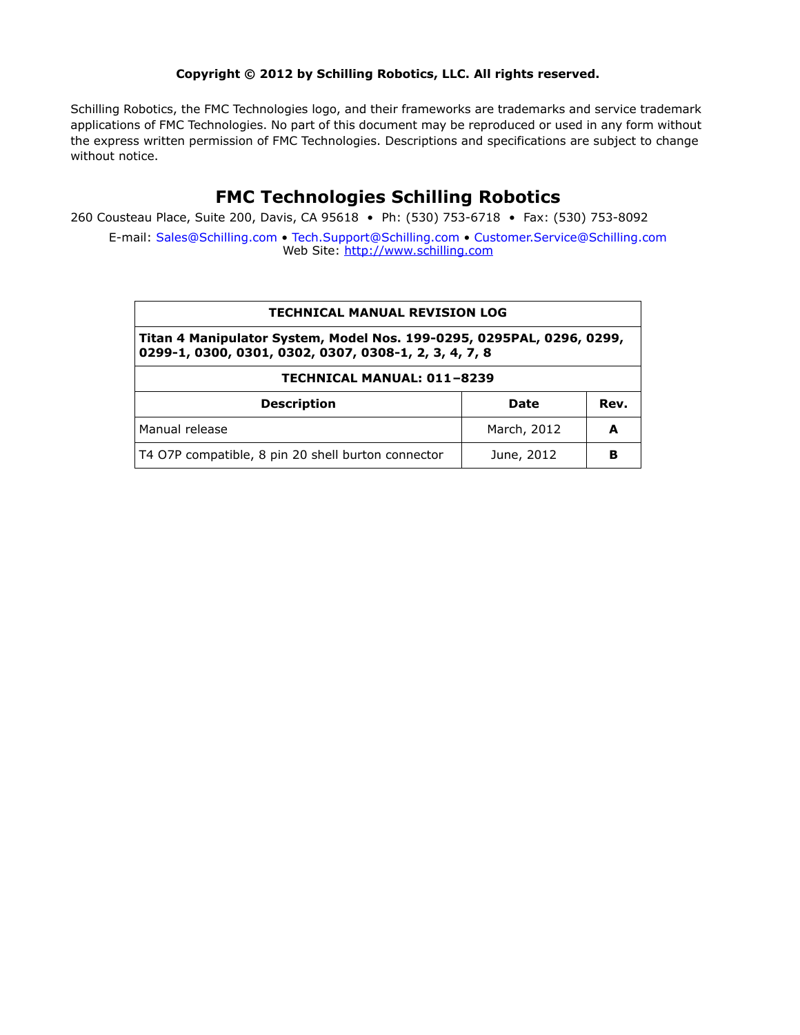**Copyright © 2012 by Schilling Robotics, LLC. All rights reserved.**

Schilling Robotics, the FMC Technologies logo, and their frameworks are trademarks and service trademark applications of FMC Technologies. No part of this document may be reproduced or used in any form without the express written permission of FMC Technologies. Descriptions and specifications are subject to change without notice.

## FMC Technologies Schilling Robotics

260 Cousteau Place, Suite 200, Davis, CA 95618 • Ph: (530) 753-6718 • Fax: (530) 753-8092

E-mail: Sales@Schilling.com • Tech.Support@Schilling.com • Customer.Service@Schilling.com
Web Site: http://www.schilling.com

| TECHNICAL MANUAL REVISION LOG | | |
|---|---|---|
| **Titan 4 Manipulator System, Model Nos. 199-0295, 0295PAL, 0296, 0299, 0299-1, 0300, 0301, 0302, 0307, 0308-1, 2, 3, 4, 7, 8** | | |
| **TECHNICAL MANUAL: 011–8239** | | |
| **Description** | **Date** | **Rev.** |
| Manual release | March, 2012 | **A** |
| T4 O7P compatible, 8 pin 20 shell burton connector | June, 2012 | **B** |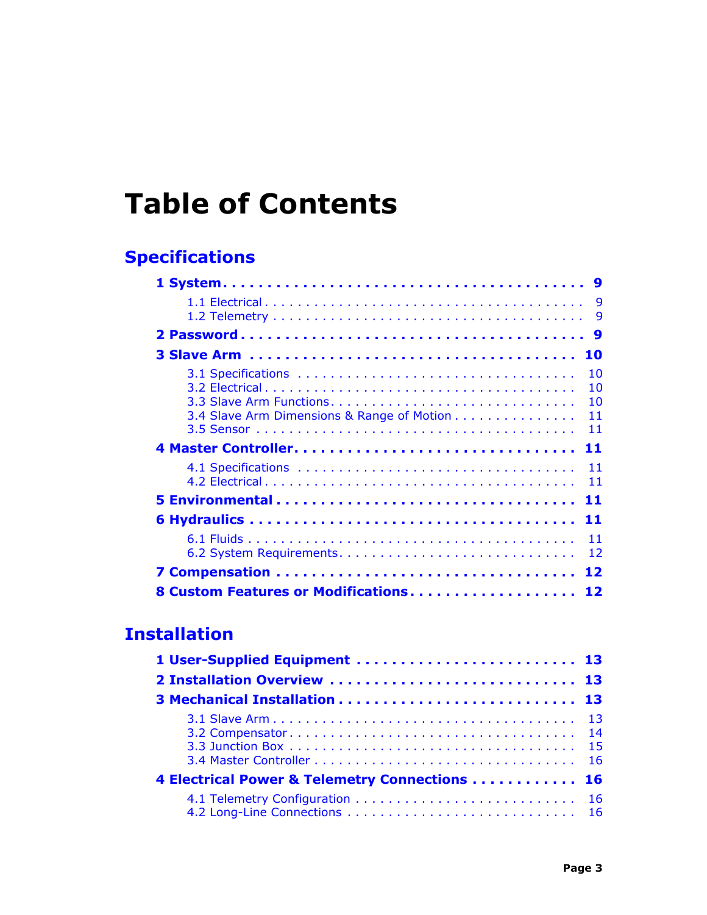# Table of Contents

## Specifications

**1 System . . . . . . . . . . . . . . . . . . . . . . . . . . . . . . . . . . . . . . . 9**

- 1.1 Electrical . . . . . . . . . . . . . . . . . . . . . . . . . . . . . . . . . . . . . 9
- 1.2 Telemetry . . . . . . . . . . . . . . . . . . . . . . . . . . . . . . . . . . . . 9

**2 Password . . . . . . . . . . . . . . . . . . . . . . . . . . . . . . . . . . . . . 9**

**3 Slave Arm . . . . . . . . . . . . . . . . . . . . . . . . . . . . . . . . . . . . 10**

- 3.1 Specifications . . . . . . . . . . . . . . . . . . . . . . . . . . . . . . . . 10
- 3.2 Electrical . . . . . . . . . . . . . . . . . . . . . . . . . . . . . . . . . . . . 10
- 3.3 Slave Arm Functions . . . . . . . . . . . . . . . . . . . . . . . . . . . . 10
- 3.4 Slave Arm Dimensions & Range of Motion . . . . . . . . . . . . . . . 11
- 3.5 Sensor . . . . . . . . . . . . . . . . . . . . . . . . . . . . . . . . . . . . . 11

**4 Master Controller . . . . . . . . . . . . . . . . . . . . . . . . . . . . . . 11**

- 4.1 Specifications . . . . . . . . . . . . . . . . . . . . . . . . . . . . . . . . 11
- 4.2 Electrical . . . . . . . . . . . . . . . . . . . . . . . . . . . . . . . . . . . . 11

**5 Environmental . . . . . . . . . . . . . . . . . . . . . . . . . . . . . . . . 11**

**6 Hydraulics . . . . . . . . . . . . . . . . . . . . . . . . . . . . . . . . . . . 11**

- 6.1 Fluids . . . . . . . . . . . . . . . . . . . . . . . . . . . . . . . . . . . . . . 11
- 6.2 System Requirements . . . . . . . . . . . . . . . . . . . . . . . . . . . 12

**7 Compensation . . . . . . . . . . . . . . . . . . . . . . . . . . . . . . . . 12**

**8 Custom Features or Modifications . . . . . . . . . . . . . . . . . . . 12**

## Installation

**1 User-Supplied Equipment . . . . . . . . . . . . . . . . . . . . . . . . 13**

**2 Installation Overview . . . . . . . . . . . . . . . . . . . . . . . . . . . 13**

**3 Mechanical Installation . . . . . . . . . . . . . . . . . . . . . . . . . . 13**

- 3.1 Slave Arm . . . . . . . . . . . . . . . . . . . . . . . . . . . . . . . . . . . 13
- 3.2 Compensator . . . . . . . . . . . . . . . . . . . . . . . . . . . . . . . . . 14
- 3.3 Junction Box . . . . . . . . . . . . . . . . . . . . . . . . . . . . . . . . . 15
- 3.4 Master Controller . . . . . . . . . . . . . . . . . . . . . . . . . . . . . . 16

**4 Electrical Power & Telemetry Connections . . . . . . . . . . . . 16**

- 4.1 Telemetry Configuration . . . . . . . . . . . . . . . . . . . . . . . . . 16
- 4.2 Long-Line Connections . . . . . . . . . . . . . . . . . . . . . . . . . . 16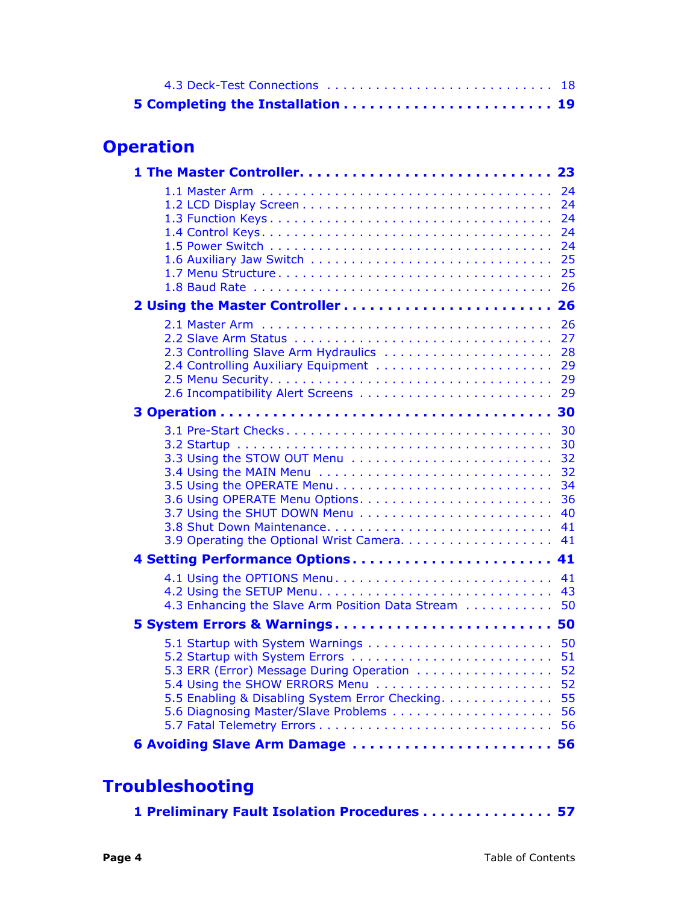4.3 Deck-Test Connections . . . . . . . . . . . . . . . . . . . . . . . . . . . . 18

**5 Completing the Installation . . . . . . . . . . . . . . . . . . . . . . . 19**

## Operation

**1 The Master Controller. . . . . . . . . . . . . . . . . . . . . . . . . . . . 23**

1.1 Master Arm . . . . . . . . . . . . . . . . . . . . . . . . . . . . . . . . . . 24
1.2 LCD Display Screen . . . . . . . . . . . . . . . . . . . . . . . . . . . . . 24
1.3 Function Keys . . . . . . . . . . . . . . . . . . . . . . . . . . . . . . . . 24
1.4 Control Keys. . . . . . . . . . . . . . . . . . . . . . . . . . . . . . . . . 24
1.5 Power Switch . . . . . . . . . . . . . . . . . . . . . . . . . . . . . . . . 24
1.6 Auxiliary Jaw Switch . . . . . . . . . . . . . . . . . . . . . . . . . . . 25
1.7 Menu Structure . . . . . . . . . . . . . . . . . . . . . . . . . . . . . . . 25
1.8 Baud Rate . . . . . . . . . . . . . . . . . . . . . . . . . . . . . . . . . . . 26

**2 Using the Master Controller . . . . . . . . . . . . . . . . . . . . . . . 26**

2.1 Master Arm . . . . . . . . . . . . . . . . . . . . . . . . . . . . . . . . . . 26
2.2 Slave Arm Status . . . . . . . . . . . . . . . . . . . . . . . . . . . . . . 27
2.3 Controlling Slave Arm Hydraulics . . . . . . . . . . . . . . . . . . . . 28
2.4 Controlling Auxiliary Equipment . . . . . . . . . . . . . . . . . . . . 29
2.5 Menu Security. . . . . . . . . . . . . . . . . . . . . . . . . . . . . . . . . 29
2.6 Incompatibility Alert Screens . . . . . . . . . . . . . . . . . . . . . . 29

**3 Operation . . . . . . . . . . . . . . . . . . . . . . . . . . . . . . . . . . . . 30**

3.1 Pre-Start Checks . . . . . . . . . . . . . . . . . . . . . . . . . . . . . . 30
3.2 Startup . . . . . . . . . . . . . . . . . . . . . . . . . . . . . . . . . . . . . 30
3.3 Using the STOW OUT Menu . . . . . . . . . . . . . . . . . . . . . . . 32
3.4 Using the MAIN Menu . . . . . . . . . . . . . . . . . . . . . . . . . . . 32
3.5 Using the OPERATE Menu . . . . . . . . . . . . . . . . . . . . . . . . . 34
3.6 Using OPERATE Menu Options. . . . . . . . . . . . . . . . . . . . . . 36
3.7 Using the SHUT DOWN Menu . . . . . . . . . . . . . . . . . . . . . . 40
3.8 Shut Down Maintenance. . . . . . . . . . . . . . . . . . . . . . . . . . 41
3.9 Operating the Optional Wrist Camera. . . . . . . . . . . . . . . . . . 41

**4 Setting Performance Options . . . . . . . . . . . . . . . . . . . . . . . 41**

4.1 Using the OPTIONS Menu . . . . . . . . . . . . . . . . . . . . . . . . . 41
4.2 Using the SETUP Menu. . . . . . . . . . . . . . . . . . . . . . . . . . . 43
4.3 Enhancing the Slave Arm Position Data Stream . . . . . . . . . . . 50

**5 System Errors & Warnings . . . . . . . . . . . . . . . . . . . . . . . . . 50**

5.1 Startup with System Warnings . . . . . . . . . . . . . . . . . . . . . . 50
5.2 Startup with System Errors . . . . . . . . . . . . . . . . . . . . . . . 51
5.3 ERR (Error) Message During Operation . . . . . . . . . . . . . . . . 52
5.4 Using the SHOW ERRORS Menu . . . . . . . . . . . . . . . . . . . . . 52
5.5 Enabling & Disabling System Error Checking. . . . . . . . . . . . . . 55
5.6 Diagnosing Master/Slave Problems . . . . . . . . . . . . . . . . . . . 56
5.7 Fatal Telemetry Errors . . . . . . . . . . . . . . . . . . . . . . . . . . . 56

**6 Avoiding Slave Arm Damage . . . . . . . . . . . . . . . . . . . . . . . 56**

## Troubleshooting

**1 Preliminary Fault Isolation Procedures . . . . . . . . . . . . . . . 57**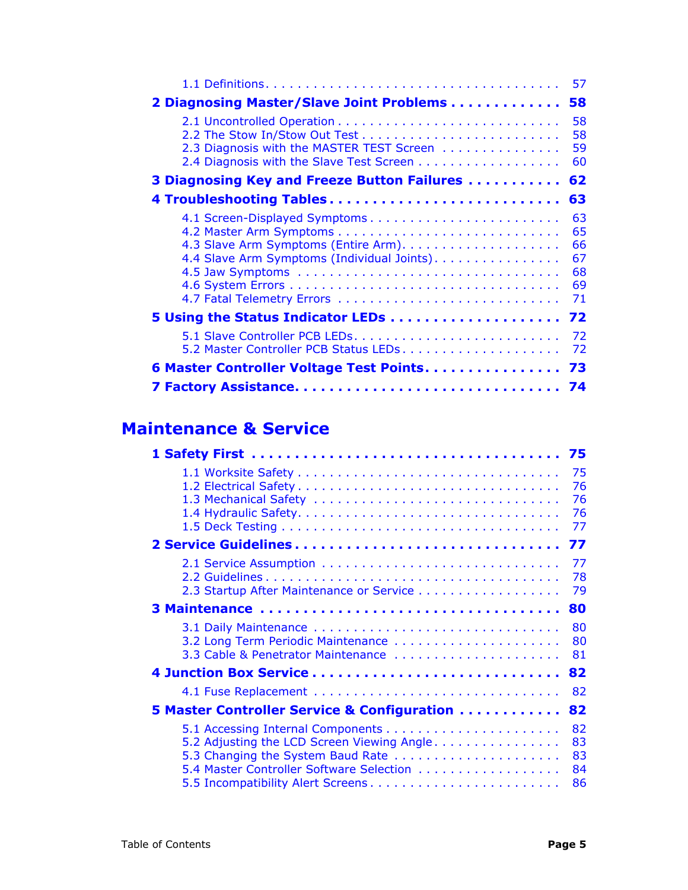1.1 Definitions . . . . . . . . . . . . . . . . . . . . . . . . . . . . . . . . . . . . 57

**2 Diagnosing Master/Slave Joint Problems . . . . . . . . . . . . . 58**

2.1 Uncontrolled Operation . . . . . . . . . . . . . . . . . . . . . . . . . . . 58
2.2 The Stow In/Stow Out Test . . . . . . . . . . . . . . . . . . . . . . . . 58
2.3 Diagnosis with the MASTER TEST Screen . . . . . . . . . . . . . . 59
2.4 Diagnosis with the Slave Test Screen . . . . . . . . . . . . . . . . . 60

**3 Diagnosing Key and Freeze Button Failures . . . . . . . . . . . 62**

**4 Troubleshooting Tables . . . . . . . . . . . . . . . . . . . . . . . . . . 63**

4.1 Screen-Displayed Symptoms . . . . . . . . . . . . . . . . . . . . . . . 63
4.2 Master Arm Symptoms . . . . . . . . . . . . . . . . . . . . . . . . . . . 65
4.3 Slave Arm Symptoms (Entire Arm). . . . . . . . . . . . . . . . . . . 66
4.4 Slave Arm Symptoms (Individual Joints). . . . . . . . . . . . . . . 67
4.5 Jaw Symptoms . . . . . . . . . . . . . . . . . . . . . . . . . . . . . . . 68
4.6 System Errors . . . . . . . . . . . . . . . . . . . . . . . . . . . . . . . . 69
4.7 Fatal Telemetry Errors . . . . . . . . . . . . . . . . . . . . . . . . . . 71

**5 Using the Status Indicator LEDs . . . . . . . . . . . . . . . . . . . 72**

5.1 Slave Controller PCB LEDs. . . . . . . . . . . . . . . . . . . . . . . . . 72
5.2 Master Controller PCB Status LEDs . . . . . . . . . . . . . . . . . . . 72

**6 Master Controller Voltage Test Points. . . . . . . . . . . . . . . . 73**

**7 Factory Assistance. . . . . . . . . . . . . . . . . . . . . . . . . . . . . 74**

# Maintenance & Service

**1 Safety First . . . . . . . . . . . . . . . . . . . . . . . . . . . . . . . . . . 75**

1.1 Worksite Safety . . . . . . . . . . . . . . . . . . . . . . . . . . . . . . . 75
1.2 Electrical Safety . . . . . . . . . . . . . . . . . . . . . . . . . . . . . . 76
1.3 Mechanical Safety . . . . . . . . . . . . . . . . . . . . . . . . . . . . . 76
1.4 Hydraulic Safety. . . . . . . . . . . . . . . . . . . . . . . . . . . . . . . 76
1.5 Deck Testing . . . . . . . . . . . . . . . . . . . . . . . . . . . . . . . . . 77

**2 Service Guidelines . . . . . . . . . . . . . . . . . . . . . . . . . . . . . 77**

2.1 Service Assumption . . . . . . . . . . . . . . . . . . . . . . . . . . . . 77
2.2 Guidelines . . . . . . . . . . . . . . . . . . . . . . . . . . . . . . . . . . . 78
2.3 Startup After Maintenance or Service . . . . . . . . . . . . . . . . . 79

**3 Maintenance . . . . . . . . . . . . . . . . . . . . . . . . . . . . . . . . . 80**

3.1 Daily Maintenance . . . . . . . . . . . . . . . . . . . . . . . . . . . . . 80
3.2 Long Term Periodic Maintenance . . . . . . . . . . . . . . . . . . . . 80
3.3 Cable & Penetrator Maintenance . . . . . . . . . . . . . . . . . . . . 81

**4 Junction Box Service . . . . . . . . . . . . . . . . . . . . . . . . . . . 82**

4.1 Fuse Replacement . . . . . . . . . . . . . . . . . . . . . . . . . . . . . 82

**5 Master Controller Service & Configuration . . . . . . . . . . . . 82**

5.1 Accessing Internal Components . . . . . . . . . . . . . . . . . . . . . 82
5.2 Adjusting the LCD Screen Viewing Angle. . . . . . . . . . . . . . . . 83
5.3 Changing the System Baud Rate . . . . . . . . . . . . . . . . . . . . 83
5.4 Master Controller Software Selection . . . . . . . . . . . . . . . . . 84
5.5 Incompatibility Alert Screens . . . . . . . . . . . . . . . . . . . . . . . 86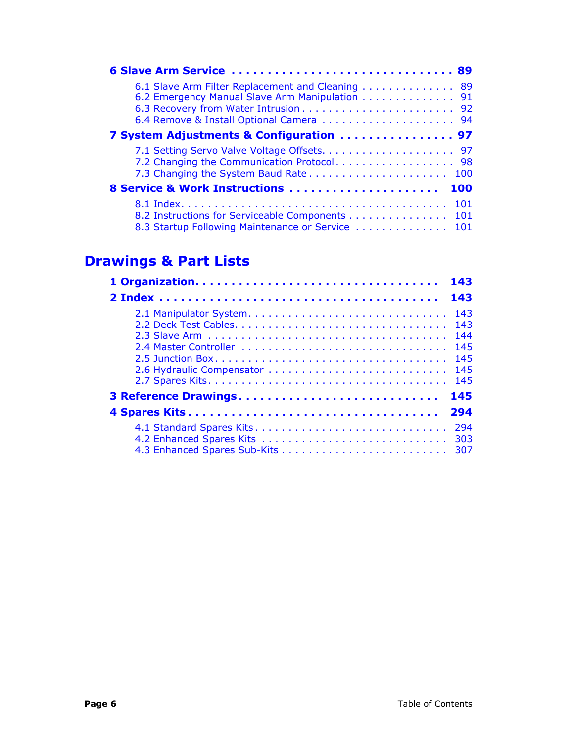**6 Slave Arm Service . . . . . . . . . . . . . . . . . . . . . . . . . . . . . . 89**

- 6.1 Slave Arm Filter Replacement and Cleaning . . . . . . . . . . . . . . 89
- 6.2 Emergency Manual Slave Arm Manipulation . . . . . . . . . . . . . . 91
- 6.3 Recovery from Water Intrusion . . . . . . . . . . . . . . . . . . . . . . . 92
- 6.4 Remove & Install Optional Camera . . . . . . . . . . . . . . . . . . . . 94

**7 System Adjustments & Configuration . . . . . . . . . . . . . . . . 97**

- 7.1 Setting Servo Valve Voltage Offsets. . . . . . . . . . . . . . . . . . . . 97
- 7.2 Changing the Communication Protocol . . . . . . . . . . . . . . . . . . 98
- 7.3 Changing the System Baud Rate . . . . . . . . . . . . . . . . . . . . . 100

**8 Service & Work Instructions . . . . . . . . . . . . . . . . . . . . . 100**

- 8.1 Index. . . . . . . . . . . . . . . . . . . . . . . . . . . . . . . . . . . . . . . 101
- 8.2 Instructions for Serviceable Components . . . . . . . . . . . . . . . 101
- 8.3 Startup Following Maintenance or Service . . . . . . . . . . . . . . 101

# Drawings & Part Lists

**1 Organization. . . . . . . . . . . . . . . . . . . . . . . . . . . . . . . . . 143**

**2 Index . . . . . . . . . . . . . . . . . . . . . . . . . . . . . . . . . . . . . 143**

- 2.1 Manipulator System. . . . . . . . . . . . . . . . . . . . . . . . . . . . . 143
- 2.2 Deck Test Cables. . . . . . . . . . . . . . . . . . . . . . . . . . . . . . . 143
- 2.3 Slave Arm . . . . . . . . . . . . . . . . . . . . . . . . . . . . . . . . . . . 144
- 2.4 Master Controller . . . . . . . . . . . . . . . . . . . . . . . . . . . . . . . 145
- 2.5 Junction Box . . . . . . . . . . . . . . . . . . . . . . . . . . . . . . . . . . 145
- 2.6 Hydraulic Compensator . . . . . . . . . . . . . . . . . . . . . . . . . . . 145
- 2.7 Spares Kits. . . . . . . . . . . . . . . . . . . . . . . . . . . . . . . . . . . 145

**3 Reference Drawings. . . . . . . . . . . . . . . . . . . . . . . . . . . . 145**

**4 Spares Kits . . . . . . . . . . . . . . . . . . . . . . . . . . . . . . . . . . 294**

- 4.1 Standard Spares Kits . . . . . . . . . . . . . . . . . . . . . . . . . . . . 294
- 4.2 Enhanced Spares Kits . . . . . . . . . . . . . . . . . . . . . . . . . . . . 303
- 4.3 Enhanced Spares Sub-Kits . . . . . . . . . . . . . . . . . . . . . . . . . 307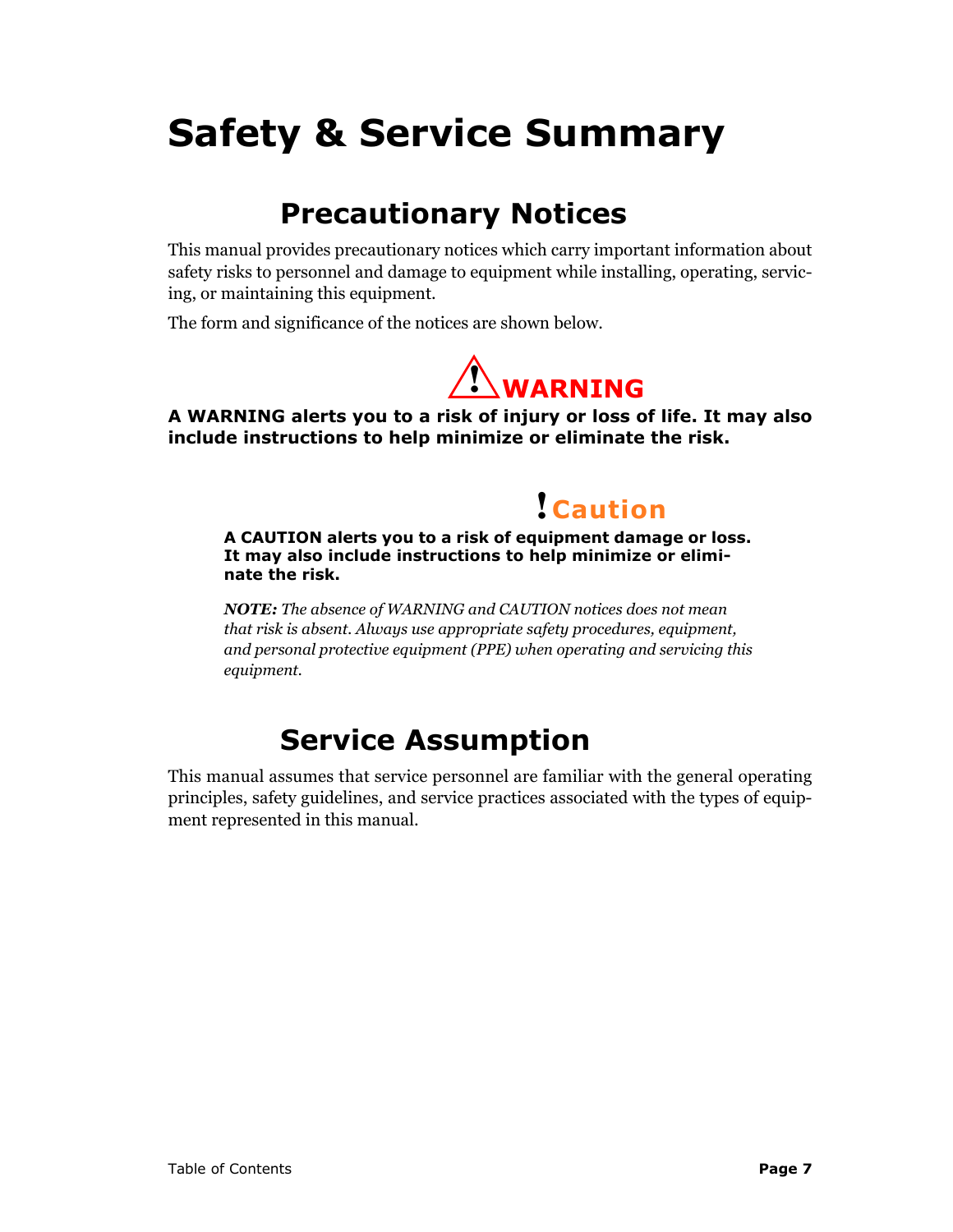# Safety & Service Summary

## Precautionary Notices

This manual provides precautionary notices which carry important information about safety risks to personnel and damage to equipment while installing, operating, servicing, or maintaining this equipment.

The form and significance of the notices are shown below.

**WARNING**

**A WARNING alerts you to a risk of injury or loss of life. It may also include instructions to help minimize or eliminate the risk.**

**Caution**

**A CAUTION alerts you to a risk of equipment damage or loss. It may also include instructions to help minimize or eliminate the risk.**

***NOTE:*** *The absence of WARNING and CAUTION notices does not mean that risk is absent. Always use appropriate safety procedures, equipment, and personal protective equipment (PPE) when operating and servicing this equipment.*

## Service Assumption

This manual assumes that service personnel are familiar with the general operating principles, safety guidelines, and service practices associated with the types of equipment represented in this manual.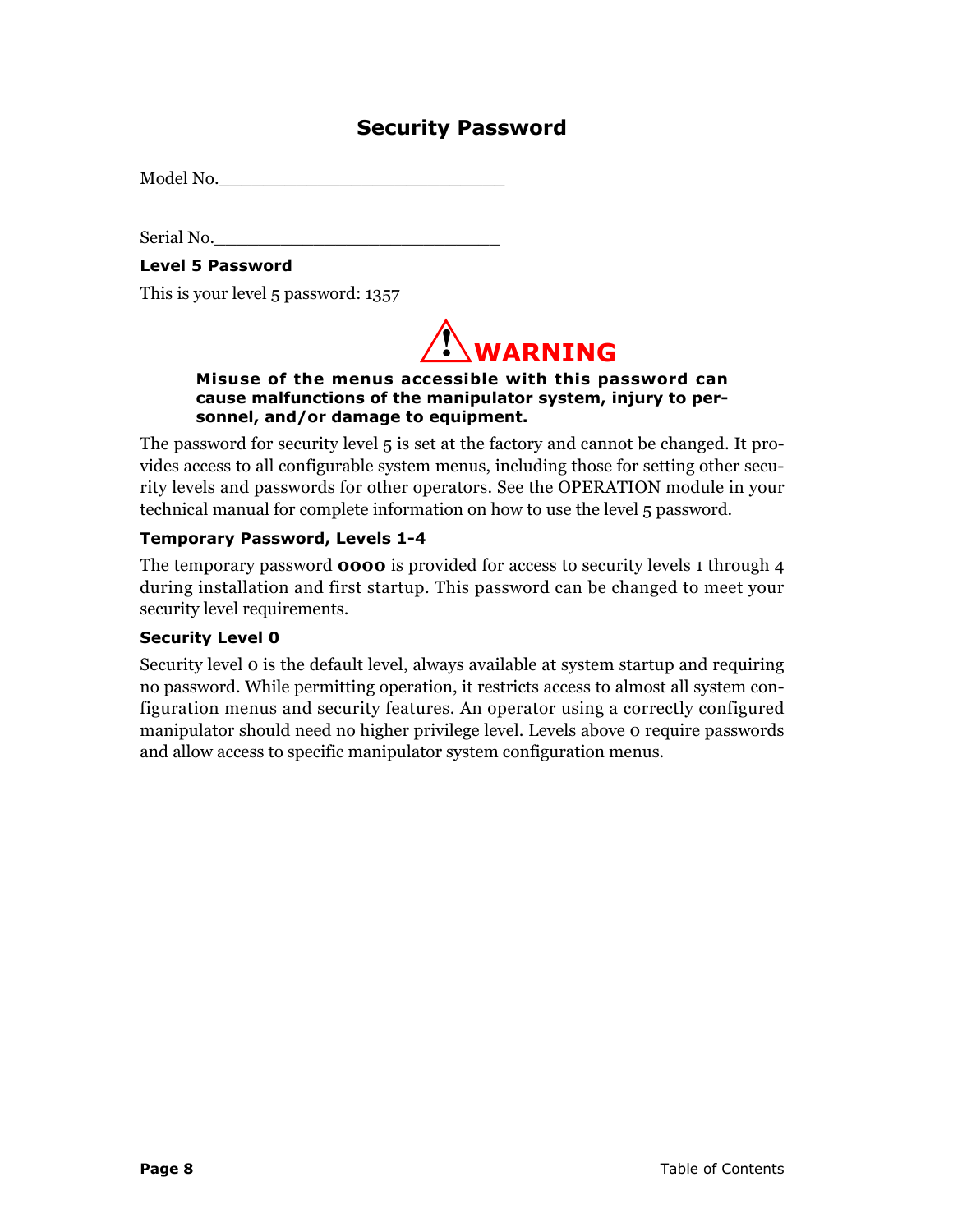# Security Password

Model No.___________________________

Serial No.___________________________

### Level 5 Password

This is your level 5 password: 1357

**WARNING**

**Misuse of the menus accessible with this password can cause malfunctions of the manipulator system, injury to personnel, and/or damage to equipment.**

The password for security level 5 is set at the factory and cannot be changed. It provides access to all configurable system menus, including those for setting other security levels and passwords for other operators. See the OPERATION module in your technical manual for complete information on how to use the level 5 password.

### Temporary Password, Levels 1-4

The temporary password **0000** is provided for access to security levels 1 through 4 during installation and first startup. This password can be changed to meet your security level requirements.

### Security Level 0

Security level 0 is the default level, always available at system startup and requiring no password. While permitting operation, it restricts access to almost all system configuration menus and security features. An operator using a correctly configured manipulator should need no higher privilege level. Levels above 0 require passwords and allow access to specific manipulator system configuration menus.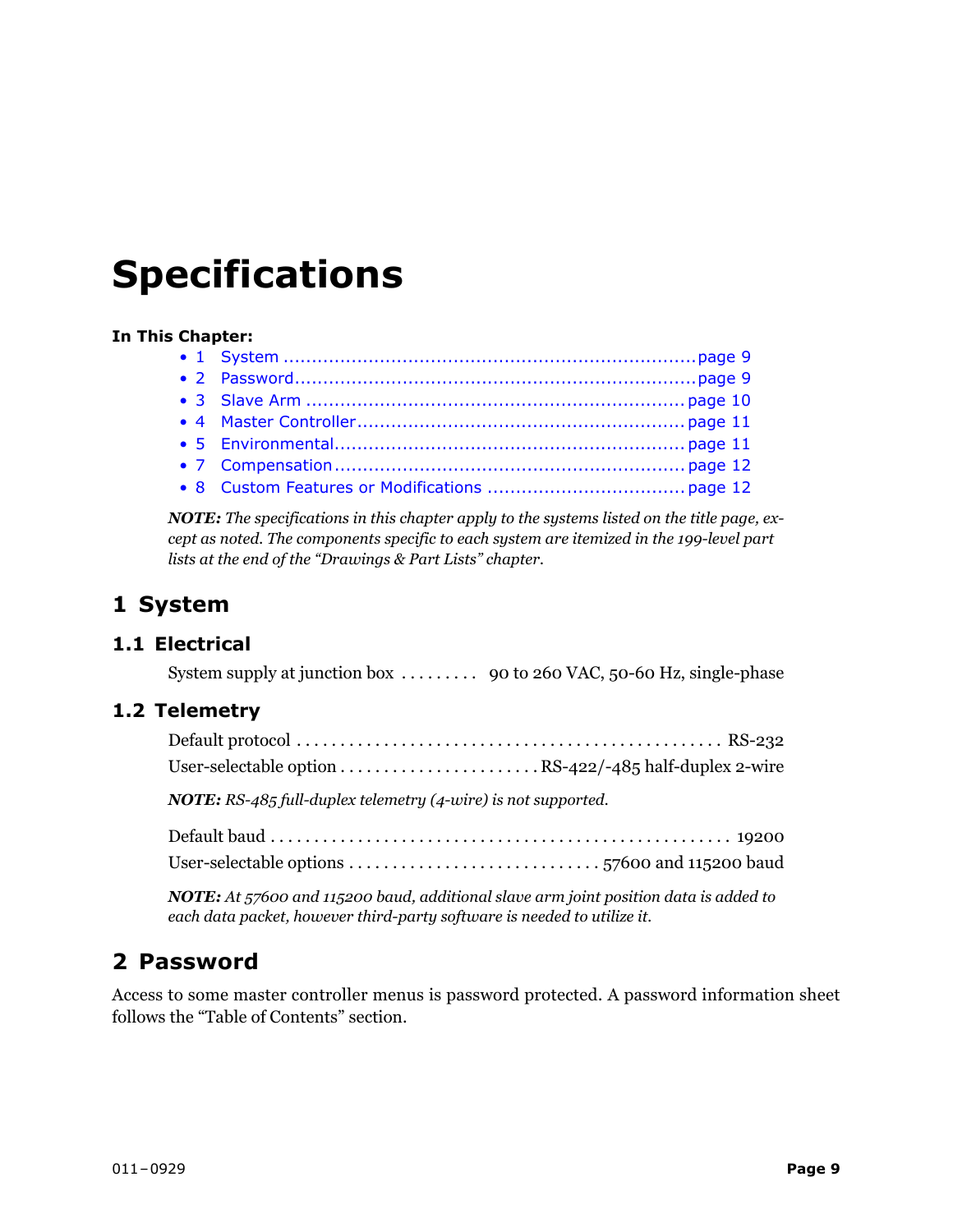# Specifications

**In This Chapter:**

- 1 System ........................................................................page 9
- 2 Password......................................................................page 9
- 3 Slave Arm ..................................................................page 10
- 4 Master Controller.........................................................page 11
- 5 Environmental.............................................................page 11
- 7 Compensation.............................................................page 12
- 8 Custom Features or Modifications ..................................page 12

***NOTE:*** *The specifications in this chapter apply to the systems listed on the title page, except as noted. The components specific to each system are itemized in the 199-level part lists at the end of the "Drawings & Part Lists" chapter.*

## 1 System

### 1.1 Electrical

System supply at junction box . . . . . . . . . 90 to 260 VAC, 50-60 Hz, single-phase

### 1.2 Telemetry

Default protocol . . . . . . . . . . . . . . . . . . . . . . . . . . . . . . . . . . . . . . . . . . . . . . . . . RS-232

User-selectable option . . . . . . . . . . . . . . . . . . . . . . . RS-422/-485 half-duplex 2-wire

***NOTE:*** *RS-485 full-duplex telemetry (4-wire) is not supported.*

Default baud . . . . . . . . . . . . . . . . . . . . . . . . . . . . . . . . . . . . . . . . . . . . . . . . . . . 19200

User-selectable options . . . . . . . . . . . . . . . . . . . . . . . . . . . . 57600 and 115200 baud

***NOTE:*** *At 57600 and 115200 baud, additional slave arm joint position data is added to each data packet, however third-party software is needed to utilize it.*

## 2 Password

Access to some master controller menus is password protected. A password information sheet follows the "Table of Contents" section.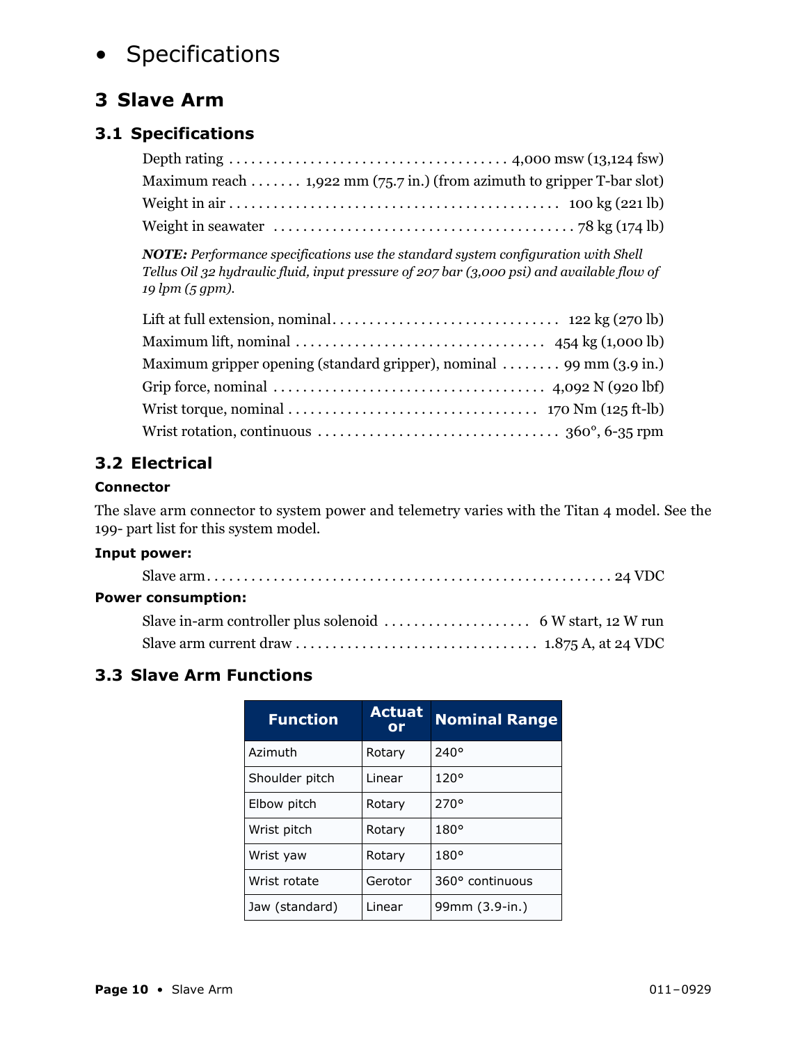- Specifications

# 3 Slave Arm

## 3.1 Specifications

Depth rating . . . . . . . . . . . . . . . . . . . . . . . . . . . . . . . . . . . . . . 4,000 msw (13,124 fsw)
Maximum reach . . . . . . . 1,922 mm (75.7 in.) (from azimuth to gripper T-bar slot)
Weight in air . . . . . . . . . . . . . . . . . . . . . . . . . . . . . . . . . . . . . . . . . . . . 100 kg (221 lb)
Weight in seawater . . . . . . . . . . . . . . . . . . . . . . . . . . . . . . . . . . . . . . . 78 kg (174 lb)

***NOTE:*** *Performance specifications use the standard system configuration with Shell Tellus Oil 32 hydraulic fluid, input pressure of 207 bar (3,000 psi) and available flow of 19 lpm (5 gpm).*

Lift at full extension, nominal. . . . . . . . . . . . . . . . . . . . . . . . . . . . . . 122 kg (270 lb)
Maximum lift, nominal . . . . . . . . . . . . . . . . . . . . . . . . . . . . . . . . . 454 kg (1,000 lb)
Maximum gripper opening (standard gripper), nominal . . . . . . . . 99 mm (3.9 in.)
Grip force, nominal . . . . . . . . . . . . . . . . . . . . . . . . . . . . . . . . . . . 4,092 N (920 lbf)
Wrist torque, nominal . . . . . . . . . . . . . . . . . . . . . . . . . . . . . . . . . 170 Nm (125 ft-lb)
Wrist rotation, continuous . . . . . . . . . . . . . . . . . . . . . . . . . . . . . . . . 360°, 6-35 rpm

## 3.2 Electrical

### Connector

The slave arm connector to system power and telemetry varies with the Titan 4 model. See the 199- part list for this system model.

**Input power:**

Slave arm. . . . . . . . . . . . . . . . . . . . . . . . . . . . . . . . . . . . . . . . . . . . . . . . . . . . . 24 VDC

**Power consumption:**

Slave in-arm controller plus solenoid . . . . . . . . . . . . . . . . . . . . 6 W start, 12 W run
Slave arm current draw . . . . . . . . . . . . . . . . . . . . . . . . . . . . . . . . 1.875 A, at 24 VDC

## 3.3 Slave Arm Functions

| Function | Actuator | Nominal Range |
|---|---|---|
| Azimuth | Rotary | 240° |
| Shoulder pitch | Linear | 120° |
| Elbow pitch | Rotary | 270° |
| Wrist pitch | Rotary | 180° |
| Wrist yaw | Rotary | 180° |
| Wrist rotate | Gerotor | 360° continuous |
| Jaw (standard) | Linear | 99mm (3.9-in.) |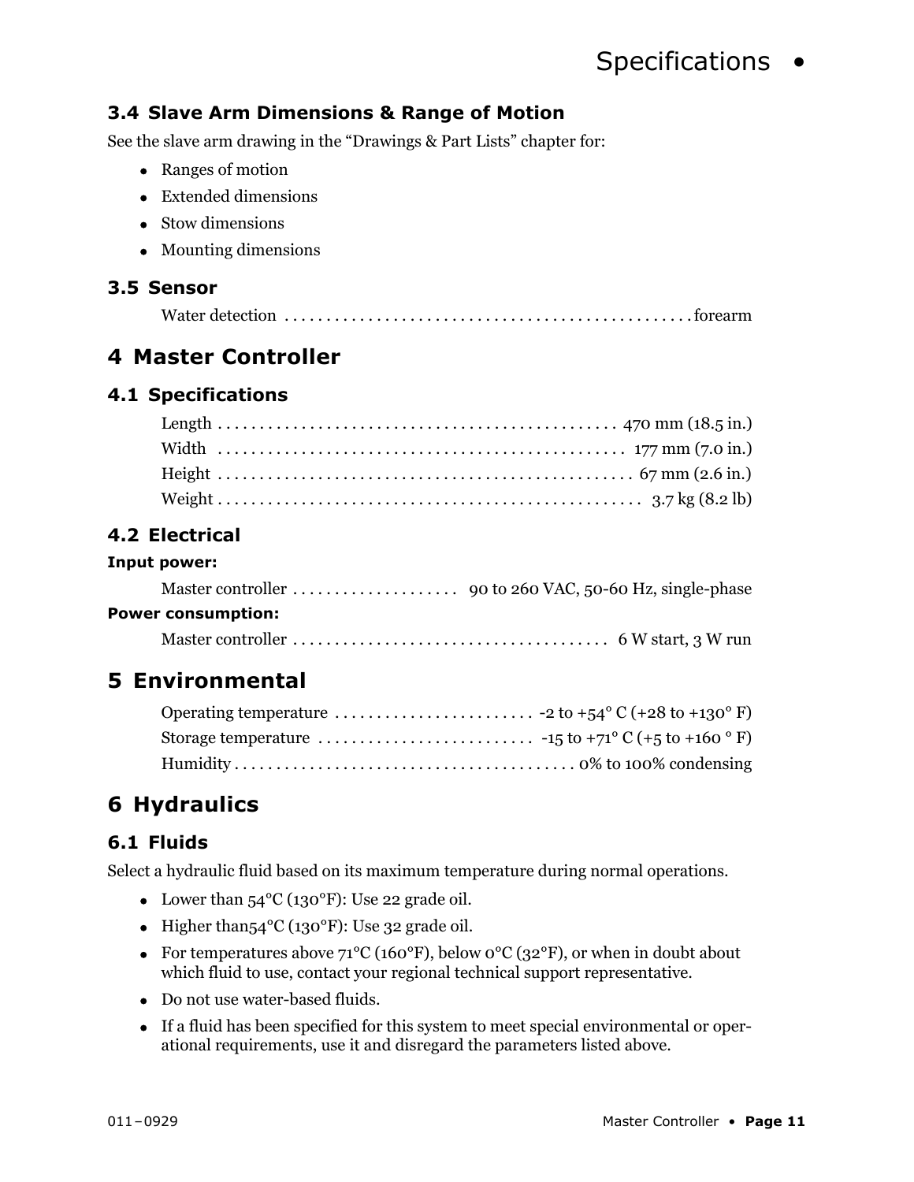### 3.4 Slave Arm Dimensions & Range of Motion

See the slave arm drawing in the "Drawings & Part Lists" chapter for:

- Ranges of motion
- Extended dimensions
- Stow dimensions
- Mounting dimensions

### 3.5 Sensor

Water detection . . . . . . . . . . . . . . . . . . . . . . . . . . . . . . . . . . . . . . . . . . . . . . . . forearm

## 4 Master Controller

### 4.1 Specifications

Length . . . . . . . . . . . . . . . . . . . . . . . . . . . . . . . . . . . . . . . . . . . . . . 470 mm (18.5 in.)
Width . . . . . . . . . . . . . . . . . . . . . . . . . . . . . . . . . . . . . . . . . . . . . . . 177 mm (7.0 in.)
Height . . . . . . . . . . . . . . . . . . . . . . . . . . . . . . . . . . . . . . . . . . . . . . . . 67 mm (2.6 in.)
Weight . . . . . . . . . . . . . . . . . . . . . . . . . . . . . . . . . . . . . . . . . . . . . . . . . 3.7 kg (8.2 lb)

### 4.2 Electrical

**Input power:**

Master controller . . . . . . . . . . . . . . . . . . . . 90 to 260 VAC, 50-60 Hz, single-phase

**Power consumption:**

Master controller . . . . . . . . . . . . . . . . . . . . . . . . . . . . . . . . . . . . . . 6 W start, 3 W run

## 5 Environmental

Operating temperature . . . . . . . . . . . . . . . . . . . . . . . . -2 to +54° C (+28 to +130° F)
Storage temperature . . . . . . . . . . . . . . . . . . . . . . . . . . -15 to +71° C (+5 to +160 ° F)
Humidity . . . . . . . . . . . . . . . . . . . . . . . . . . . . . . . . . . . . . . . . . 0% to 100% condensing

## 6 Hydraulics

### 6.1 Fluids

Select a hydraulic fluid based on its maximum temperature during normal operations.

- Lower than 54°C (130°F): Use 22 grade oil.
- Higher than54°C (130°F): Use 32 grade oil.
- For temperatures above 71°C (160°F), below 0°C (32°F), or when in doubt about which fluid to use, contact your regional technical support representative.
- Do not use water-based fluids.
- If a fluid has been specified for this system to meet special environmental or operational requirements, use it and disregard the parameters listed above.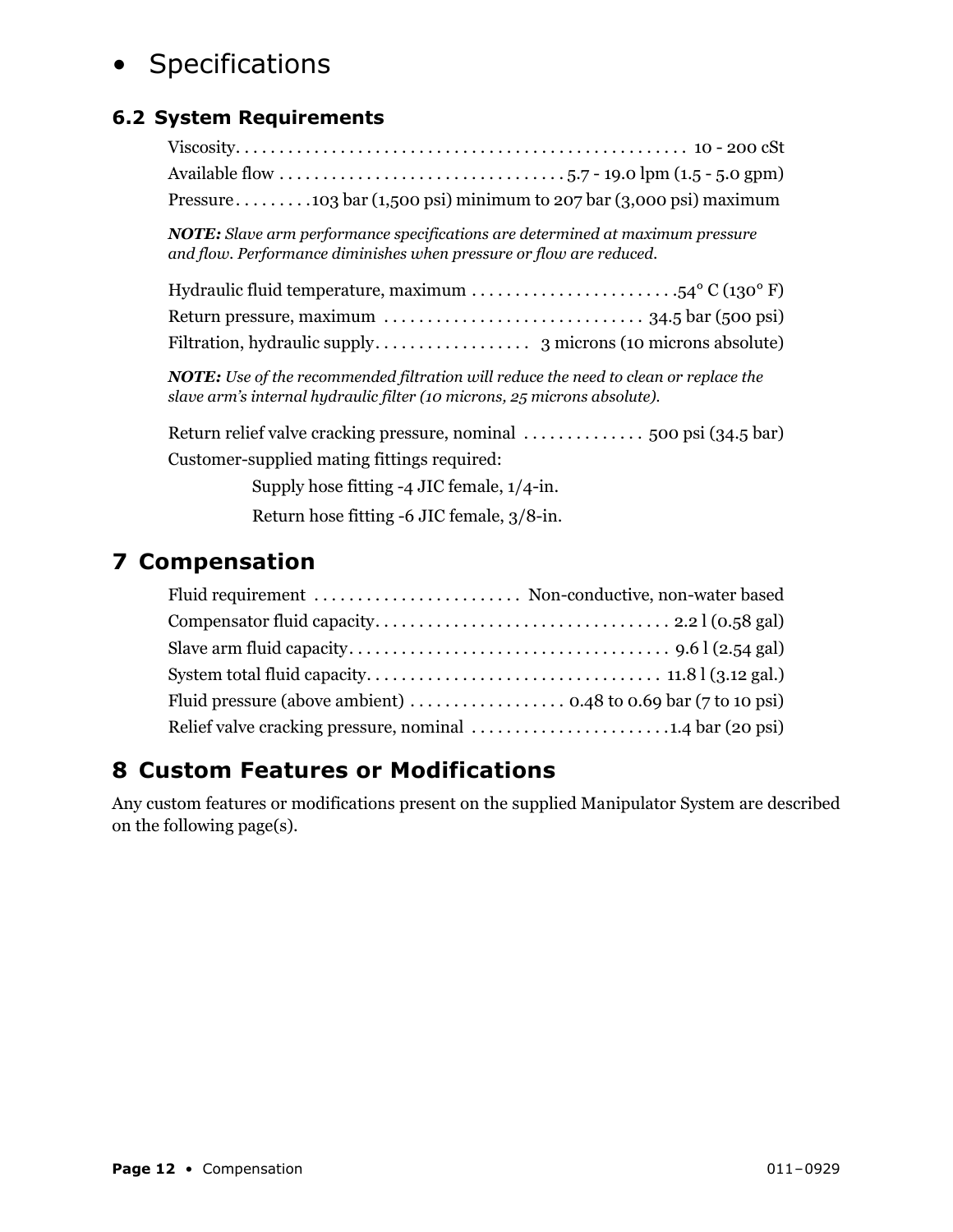- Specifications

### 6.2 System Requirements

Viscosity. . . . . . . . . . . . . . . . . . . . . . . . . . . . . . . . . . . . . . . . . . . . . . . . . . . . 10 - 200 cSt

Available flow . . . . . . . . . . . . . . . . . . . . . . . . . . . . . . . . 5.7 - 19.0 lpm (1.5 - 5.0 gpm)

Pressure . . . . . . . . .103 bar (1,500 psi) minimum to 207 bar (3,000 psi) maximum

***NOTE:*** *Slave arm performance specifications are determined at maximum pressure and flow. Performance diminishes when pressure or flow are reduced.*

Hydraulic fluid temperature, maximum . . . . . . . . . . . . . . . . . . . . . . . .54° C (130° F)

Return pressure, maximum . . . . . . . . . . . . . . . . . . . . . . . . . . . . . 34.5 bar (500 psi)

Filtration, hydraulic supply. . . . . . . . . . . . . . . . . . 3 microns (10 microns absolute)

***NOTE:*** *Use of the recommended filtration will reduce the need to clean or replace the slave arm's internal hydraulic filter (10 microns, 25 microns absolute).*

Return relief valve cracking pressure, nominal . . . . . . . . . . . . . . 500 psi (34.5 bar)

Customer-supplied mating fittings required:

Supply hose fitting -4 JIC female, 1/4-in.

Return hose fitting -6 JIC female, 3/8-in.

## 7 Compensation

Fluid requirement . . . . . . . . . . . . . . . . . . . . . . . . Non-conductive, non-water based

Compensator fluid capacity. . . . . . . . . . . . . . . . . . . . . . . . . . . . . . . . . . 2.2 l (0.58 gal)

Slave arm fluid capacity. . . . . . . . . . . . . . . . . . . . . . . . . . . . . . . . . . . . . 9.6 l (2.54 gal)

System total fluid capacity. . . . . . . . . . . . . . . . . . . . . . . . . . . . . . . . . 11.8 l (3.12 gal.)

Fluid pressure (above ambient) . . . . . . . . . . . . . . . . . . 0.48 to 0.69 bar (7 to 10 psi)

Relief valve cracking pressure, nominal . . . . . . . . . . . . . . . . . . . . . . .1.4 bar (20 psi)

## 8 Custom Features or Modifications

Any custom features or modifications present on the supplied Manipulator System are described on the following page(s).